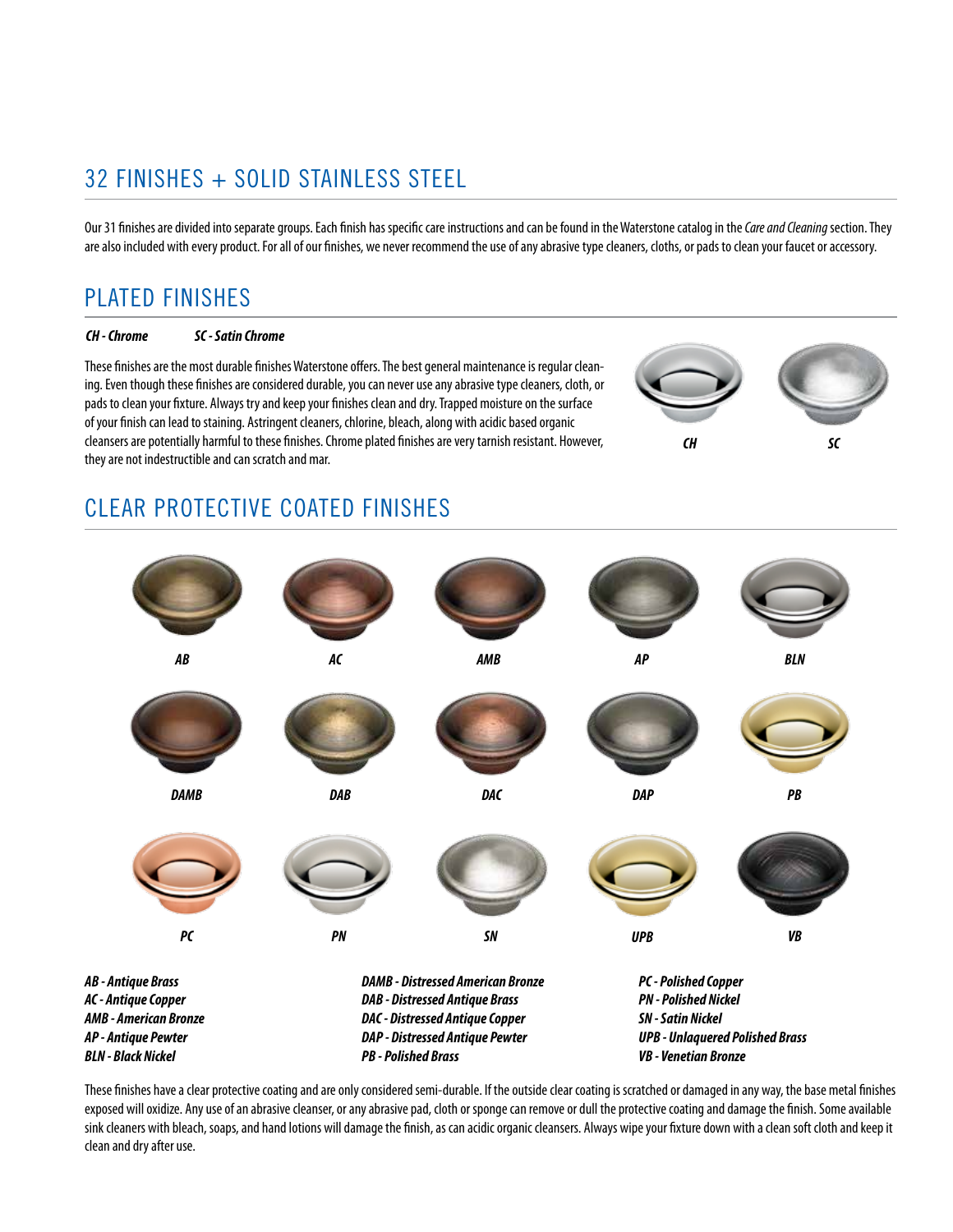# 32 FINISHES + SOLID STAINLESS STEEL

Our 31 finishes are divided into separate groups. Each finish has specific care instructions and can be found in the Waterstone catalog in the *Care and Cleaning* section. They are also included with every product. For all of our finishes, we never recommend the use of any abrasive type cleaners, cloths, or pads to clean your faucet or accessory.

## PLATED FINISHES

***CH - Chrome*** ***SC - Satin Chrome***

These finishes are the most durable finishes Waterstone offers. The best general maintenance is regular cleaning. Even though these finishes are considered durable, you can never use any abrasive type cleaners, cloth, or pads to clean your fixture. Always try and keep your finishes clean and dry. Trapped moisture on the surface of your finish can lead to staining. Astringent cleaners, chlorine, bleach, along with acidic based organic cleansers are potentially harmful to these finishes. Chrome plated finishes are very tarnish resistant. However, they are not indestructible and can scratch and mar.

***CH*** ***SC***

## CLEAR PROTECTIVE COATED FINISHES

***AB*** ***AC*** ***AMB*** ***AP*** ***BLN***

***DAMB*** ***DAB*** ***DAC*** ***DAP*** ***PB***

***PC*** ***PN*** ***SN*** ***UPB*** ***VB***

***AB - Antique Brass***
***AC - Antique Copper***
***AMB - American Bronze***
***AP - Antique Pewter***
***BLN - Black Nickel***

***DAMB - Distressed American Bronze***
***DAB - Distressed Antique Brass***
***DAC - Distressed Antique Copper***
***DAP - Distressed Antique Pewter***
***PB - Polished Brass***

***PC - Polished Copper***
***PN - Polished Nickel***
***SN - Satin Nickel***
***UPB - Unlaquered Polished Brass***
***VB - Venetian Bronze***

These finishes have a clear protective coating and are only considered semi-durable. If the outside clear coating is scratched or damaged in any way, the base metal finishes exposed will oxidize. Any use of an abrasive cleanser, or any abrasive pad, cloth or sponge can remove or dull the protective coating and damage the finish. Some available sink cleaners with bleach, soaps, and hand lotions will damage the finish, as can acidic organic cleansers. Always wipe your fixture down with a clean soft cloth and keep it clean and dry after use.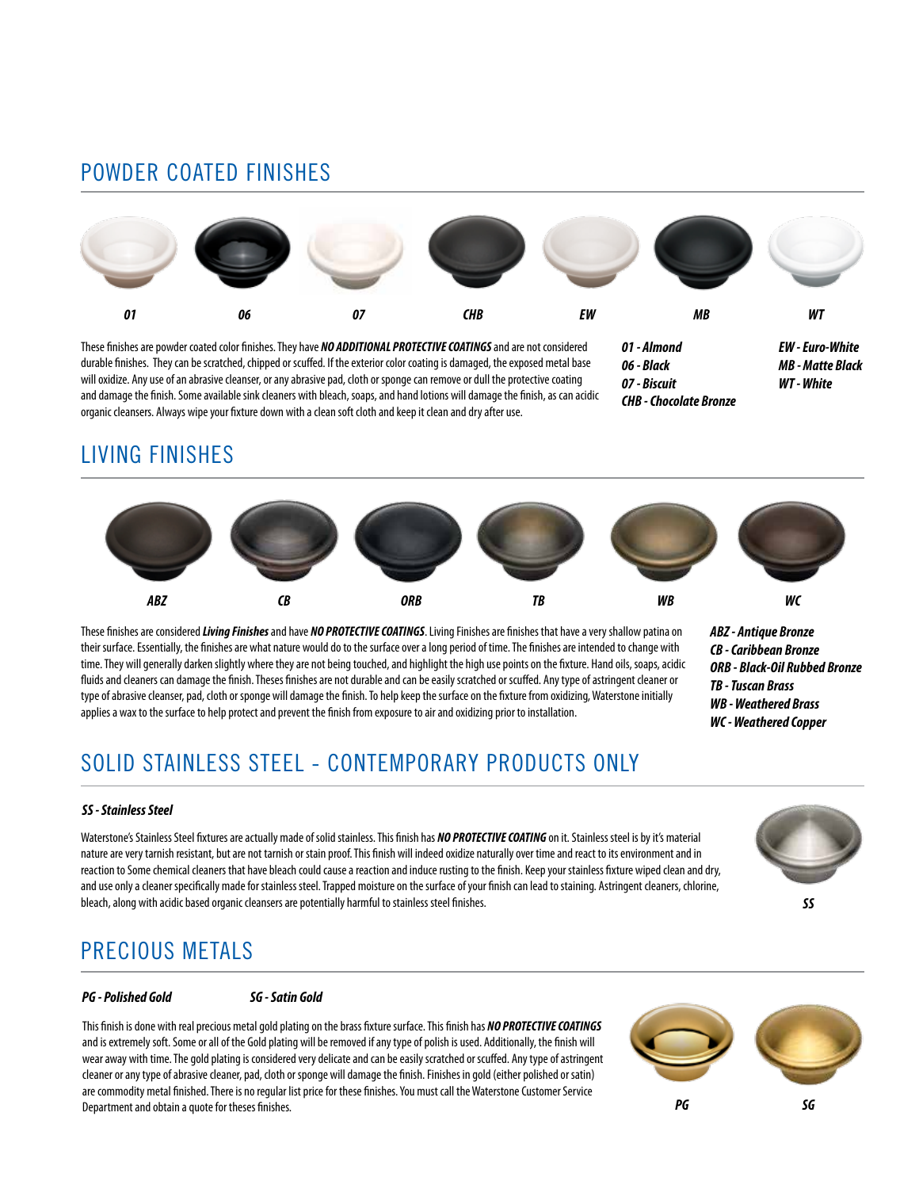## POWDER COATED FINISHES

***01*** ***06*** ***07*** ***CHB*** ***EW*** ***MB*** ***WT***

These finishes are powder coated color finishes. They have ***NO ADDITIONAL PROTECTIVE COATINGS*** and are not considered durable finishes. They can be scratched, chipped or scuffed. If the exterior color coating is damaged, the exposed metal base will oxidize. Any use of an abrasive cleanser, or any abrasive pad, cloth or sponge can remove or dull the protective coating and damage the finish. Some available sink cleaners with bleach, soaps, and hand lotions will damage the finish, as can acidic organic cleansers. Always wipe your fixture down with a clean soft cloth and keep it clean and dry after use.

***01 - Almond***
***06 - Black***
***07 - Biscuit***
***CHB - Chocolate Bronze***
***EW - Euro-White***
***MB - Matte Black***
***WT - White***

## LIVING FINISHES

***ABZ*** ***CB*** ***ORB*** ***TB*** ***WB*** ***WC***

These finishes are considered ***Living Finishes*** and have ***NO PROTECTIVE COATINGS***. Living Finishes are finishes that have a very shallow patina on their surface. Essentially, the finishes are what nature would do to the surface over a long period of time. The finishes are intended to change with time. They will generally darken slightly where they are not being touched, and highlight the high use points on the fixture. Hand oils, soaps, acidic fluids and cleaners can damage the finish. Theses finishes are not durable and can be easily scratched or scuffed. Any type of astringent cleaner or type of abrasive cleanser, pad, cloth or sponge will damage the finish. To help keep the surface on the fixture from oxidizing, Waterstone initially applies a wax to the surface to help protect and prevent the finish from exposure to air and oxidizing prior to installation.

***ABZ - Antique Bronze***
***CB - Caribbean Bronze***
***ORB - Black-Oil Rubbed Bronze***
***TB - Tuscan Brass***
***WB - Weathered Brass***
***WC - Weathered Copper***

## SOLID STAINLESS STEEL - CONTEMPORARY PRODUCTS ONLY

***SS - Stainless Steel***

Waterstone's Stainless Steel fixtures are actually made of solid stainless. This finish has ***NO PROTECTIVE COATING*** on it. Stainless steel is by it's material nature are very tarnish resistant, but are not tarnish or stain proof. This finish will indeed oxidize naturally over time and react to its environment and in reaction to Some chemical cleaners that have bleach could cause a reaction and induce rusting to the finish. Keep your stainless fixture wiped clean and dry, and use only a cleaner specifically made for stainless steel. Trapped moisture on the surface of your finish can lead to staining. Astringent cleaners, chlorine, bleach, along with acidic based organic cleansers are potentially harmful to stainless steel finishes.

***SS***

## PRECIOUS METALS

***PG - Polished Gold*** ***SG - Satin Gold***

This finish is done with real precious metal gold plating on the brass fixture surface. This finish has ***NO PROTECTIVE COATINGS*** and is extremely soft. Some or all of the Gold plating will be removed if any type of polish is used. Additionally, the finish will wear away with time. The gold plating is considered very delicate and can be easily scratched or scuffed. Any type of astringent cleaner or any type of abrasive cleaner, pad, cloth or sponge will damage the finish. Finishes in gold (either polished or satin) are commodity metal finished. There is no regular list price for these finishes. You must call the Waterstone Customer Service Department and obtain a quote for theses finishes.

***PG*** ***SG***